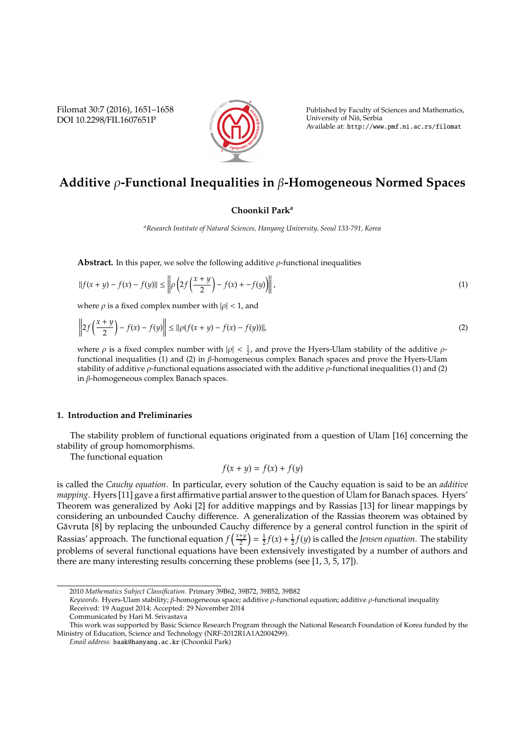# Additive $\rho$-Functional Inequalities in $\beta$-Homogeneous Normed Spaces

**Choonkil Park**[a]

[a] *Research Institute of Natural Sciences, Hanyang University, Seoul 133-791, Korea*

**Abstract.** In this paper, we solve the following additive $\rho$-functional inequalities

$$\|f(x+y) - f(x) - f(y)\| \leq \left\| \rho \left( 2f\left(\frac{x+y}{2}\right) - f(x) + -f(y) \right) \right\|, \tag{1}$$

where $\rho$ is a fixed complex number with $|\rho| < 1$, and

$$\left\| 2f\left(\frac{x+y}{2}\right) - f(x) - f(y) \right\| \leq \|\rho(f(x+y) - f(x) - f(y))\|, \tag{2}$$

where $\rho$ is a fixed complex number with $|\rho| < \frac{1}{2}$, and prove the Hyers-Ulam stability of the additive $\rho$-functional inequalities (1) and (2) in $\beta$-homogeneous complex Banach spaces and prove the Hyers-Ulam stability of additive $\rho$-functional equations associated with the additive $\rho$-functional inequalities (1) and (2) in $\beta$-homogeneous complex Banach spaces.

## 1. Introduction and Preliminaries

The stability problem of functional equations originated from a question of Ulam [16] concerning the stability of group homomorphisms.

The functional equation

$$f(x+y) = f(x) + f(y)$$

is called the *Cauchy equation*. In particular, every solution of the Cauchy equation is said to be an *additive mapping*. Hyers [11] gave a first affirmative partial answer to the question of Ulam for Banach spaces. Hyers' Theorem was generalized by Aoki [2] for additive mappings and by Rassias [13] for linear mappings by considering an unbounded Cauchy difference. A generalization of the Rassias theorem was obtained by Găvruta [8] by replacing the unbounded Cauchy difference by a general control function in the spirit of Rassias' approach. The functional equation $f\left(\frac{x+y}{2}\right) = \frac{1}{2}f(x) + \frac{1}{2}f(y)$ is called the *Jensen equation*. The stability problems of several functional equations have been extensively investigated by a number of authors and there are many interesting results concerning these problems (see [1, 3, 5, 17]).

---

2010 *Mathematics Subject Classification*. Primary 39B62, 39B72, 39B52, 39B82

*Keywords*. Hyers-Ulam stability; $\beta$-homogeneous space; additive $\rho$-functional equation; additive $\rho$-functional inequality

Received: 19 August 2014; Accepted: 29 November 2014

Communicated by Hari M. Srivastava

This work was supported by Basic Science Research Program through the National Research Foundation of Korea funded by the Ministry of Education, Science and Technology (NRF-2012R1A1A2004299).

*Email address:* baak@hanyang.ac.kr (Choonkil Park)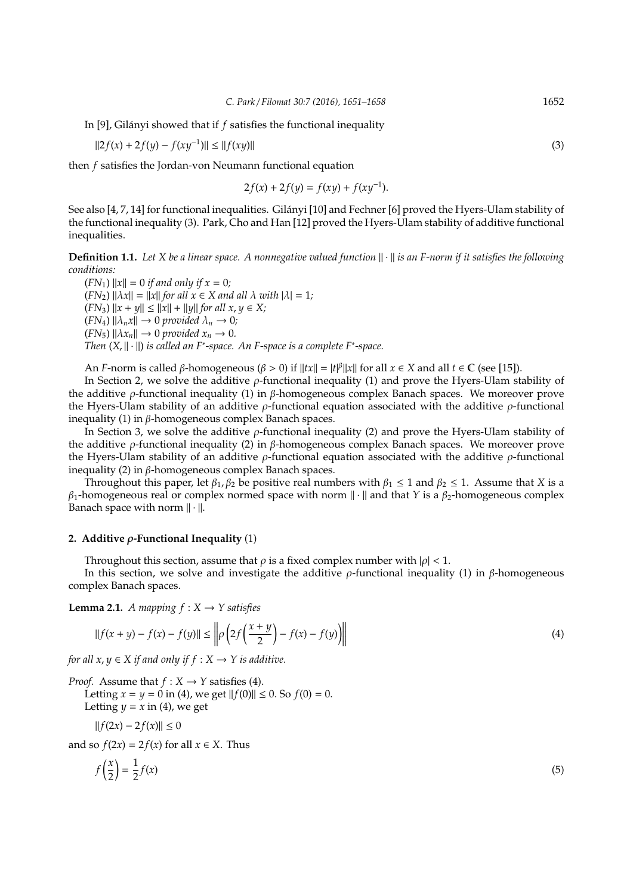In [9], Gilányi showed that if $f$ satisfies the functional inequality

$$\|2f(x) + 2f(y) - f(xy^{-1})\| \le \|f(xy)\| \tag{3}$$

then $f$ satisfies the Jordan-von Neumann functional equation

$$2f(x) + 2f(y) = f(xy) + f(xy^{-1}).$$

See also [4, 7, 14] for functional inequalities. Gilányi [10] and Fechner [6] proved the Hyers-Ulam stability of the functional inequality (3). Park, Cho and Han [12] proved the Hyers-Ulam stability of additive functional inequalities.

**Definition 1.1.** *Let $X$ be a linear space. A nonnegative valued function $\|\cdot\|$ is an F-norm if it satisfies the following conditions:*

($FN_1$) $\|x\| = 0$ *if and only if* $x = 0$*;*
($FN_2$) $\|\lambda x\| = \|x\|$ *for all* $x \in X$ *and all* $\lambda$ *with* $|\lambda| = 1$*;*
($FN_3$) $\|x + y\| \le \|x\| + \|y\|$ *for all* $x, y \in X$*;*
($FN_4$) $\|\lambda_n x\| \to 0$ *provided* $\lambda_n \to 0$*;*
($FN_5$) $\|\lambda x_n\| \to 0$ *provided* $x_n \to 0$*.*
*Then* $(X, \|\cdot\|)$ *is called an* $F^*$*-space. An F-space is a complete* $F^*$*-space.*

An $F$-norm is called $\beta$-homogeneous ($\beta > 0$) if $\|tx\| = |t|^\beta \|x\|$ for all $x \in X$ and all $t \in \mathbb{C}$ (see [15]).

In Section 2, we solve the additive $\rho$-functional inequality (1) and prove the Hyers-Ulam stability of the additive $\rho$-functional inequality (1) in $\beta$-homogeneous complex Banach spaces. We moreover prove the Hyers-Ulam stability of an additive $\rho$-functional equation associated with the additive $\rho$-functional inequality (1) in $\beta$-homogeneous complex Banach spaces.

In Section 3, we solve the additive $\rho$-functional inequality (2) and prove the Hyers-Ulam stability of the additive $\rho$-functional inequality (2) in $\beta$-homogeneous complex Banach spaces. We moreover prove the Hyers-Ulam stability of an additive $\rho$-functional equation associated with the additive $\rho$-functional inequality (2) in $\beta$-homogeneous complex Banach spaces.

Throughout this paper, let $\beta_1, \beta_2$ be positive real numbers with $\beta_1 \le 1$ and $\beta_2 \le 1$. Assume that $X$ is a $\beta_1$-homogeneous real or complex normed space with norm $\|\cdot\|$ and that $Y$ is a $\beta_2$-homogeneous complex Banach space with norm $\|\cdot\|$.

## 2. Additive $\rho$-Functional Inequality (1)

Throughout this section, assume that $\rho$ is a fixed complex number with $|\rho| < 1$.

In this section, we solve and investigate the additive $\rho$-functional inequality (1) in $\beta$-homogeneous complex Banach spaces.

**Lemma 2.1.** *A mapping $f : X \to Y$ satisfies*

$$\|f(x+y) - f(x) - f(y)\| \le \left\| \rho \left( 2f\left(\frac{x+y}{2}\right) - f(x) - f(y) \right) \right\| \tag{4}$$

*for all $x, y \in X$ if and only if $f : X \to Y$ is additive.*

*Proof.* Assume that $f : X \to Y$ satisfies (4).

Letting $x = y = 0$ in (4), we get $\|f(0)\| \le 0$. So $f(0) = 0$.

Letting $y = x$ in (4), we get

$$\|f(2x) - 2f(x)\| \le 0$$

and so $f(2x) = 2f(x)$ for all $x \in X$. Thus

$$f\left(\frac{x}{2}\right) = \frac{1}{2} f(x) \tag{5}$$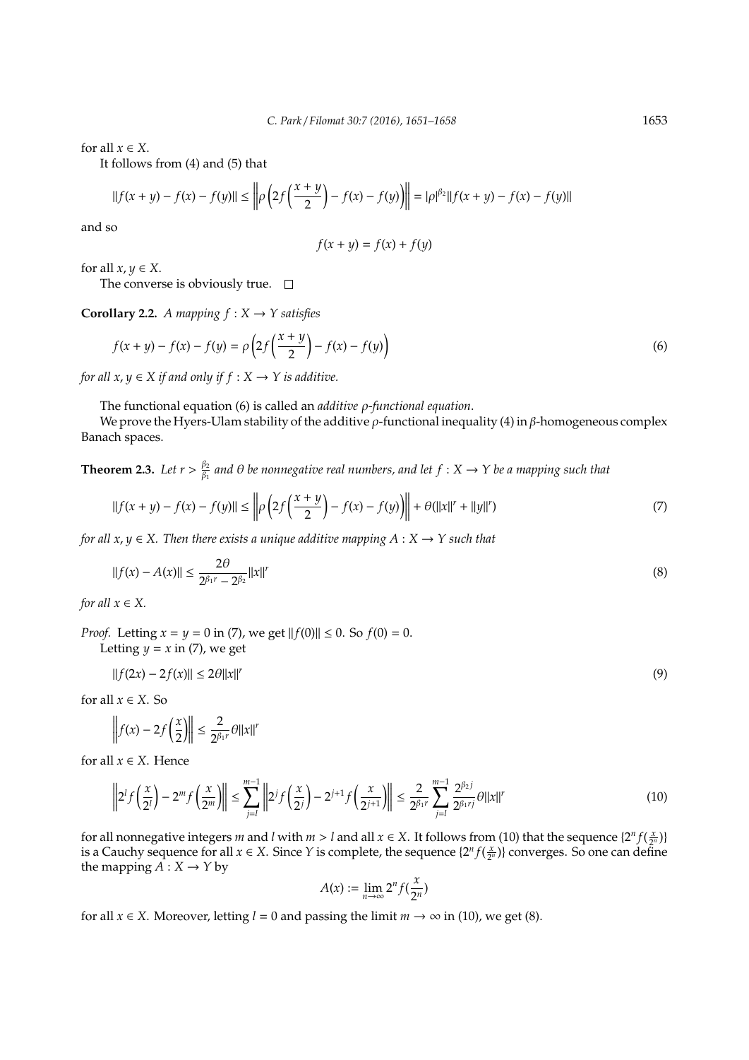for all $x \in X$.

It follows from (4) and (5) that

$$\|f(x+y) - f(x) - f(y)\| \leq \left\| \rho \left( 2f\left(\frac{x+y}{2}\right) - f(x) - f(y) \right) \right\| = |\rho|^{\beta_2} \|f(x+y) - f(x) - f(y)\|$$

and so

$$f(x+y) = f(x) + f(y)$$

for all $x, y \in X$.

The converse is obviously true. $\square$

**Corollary 2.2.** *A mapping $f : X \to Y$ satisfies*

$$f(x+y) - f(x) - f(y) = \rho \left( 2f\left(\frac{x+y}{2}\right) - f(x) - f(y) \right) \tag{6}$$

*for all $x, y \in X$ if and only if $f : X \to Y$ is additive.*

The functional equation (6) is called an *additive $\rho$-functional equation*.

We prove the Hyers-Ulam stability of the additive $\rho$-functional inequality (4) in $\beta$-homogeneous complex Banach spaces.

**Theorem 2.3.** *Let $r > \frac{\beta_2}{\beta_1}$ and $\theta$ be nonnegative real numbers, and let $f : X \to Y$ be a mapping such that*

$$\|f(x+y) - f(x) - f(y)\| \leq \left\| \rho \left( 2f\left(\frac{x+y}{2}\right) - f(x) - f(y) \right) \right\| + \theta(\|x\|^r + \|y\|^r) \tag{7}$$

*for all $x, y \in X$. Then there exists a unique additive mapping $A : X \to Y$ such that*

$$\|f(x) - A(x)\| \leq \frac{2\theta}{2^{\beta_1 r} - 2^{\beta_2}} \|x\|^r \tag{8}$$

*for all $x \in X$.*

*Proof.* Letting $x = y = 0$ in (7), we get $\|f(0)\| \leq 0$. So $f(0) = 0$.

Letting $y = x$ in (7), we get

$$\|f(2x) - 2f(x)\| \leq 2\theta \|x\|^r \tag{9}$$

for all $x \in X$. So

$$\left\| f(x) - 2f\left(\frac{x}{2}\right) \right\| \leq \frac{2}{2^{\beta_1 r}} \theta \|x\|^r$$

for all $x \in X$. Hence

$$\left\| 2^l f\left(\frac{x}{2^l}\right) - 2^m f\left(\frac{x}{2^m}\right) \right\| \leq \sum_{j=l}^{m-1} \left\| 2^j f\left(\frac{x}{2^j}\right) - 2^{j+1} f\left(\frac{x}{2^{j+1}}\right) \right\| \leq \frac{2}{2^{\beta_1 r}} \sum_{j=l}^{m-1} \frac{2^{\beta_2 j}}{2^{\beta_1 r j}} \theta \|x\|^r \tag{10}$$

for all nonnegative integers $m$ and $l$ with $m > l$ and all $x \in X$. It follows from (10) that the sequence $\{2^n f(\frac{x}{2^n})\}$ is a Cauchy sequence for all $x \in X$. Since $Y$ is complete, the sequence $\{2^n f(\frac{x}{2^n})\}$ converges. So one can define the mapping $A : X \to Y$ by

$$A(x) := \lim_{n \to \infty} 2^n f\left(\frac{x}{2^n}\right)$$

for all $x \in X$. Moreover, letting $l = 0$ and passing the limit $m \to \infty$ in (10), we get (8).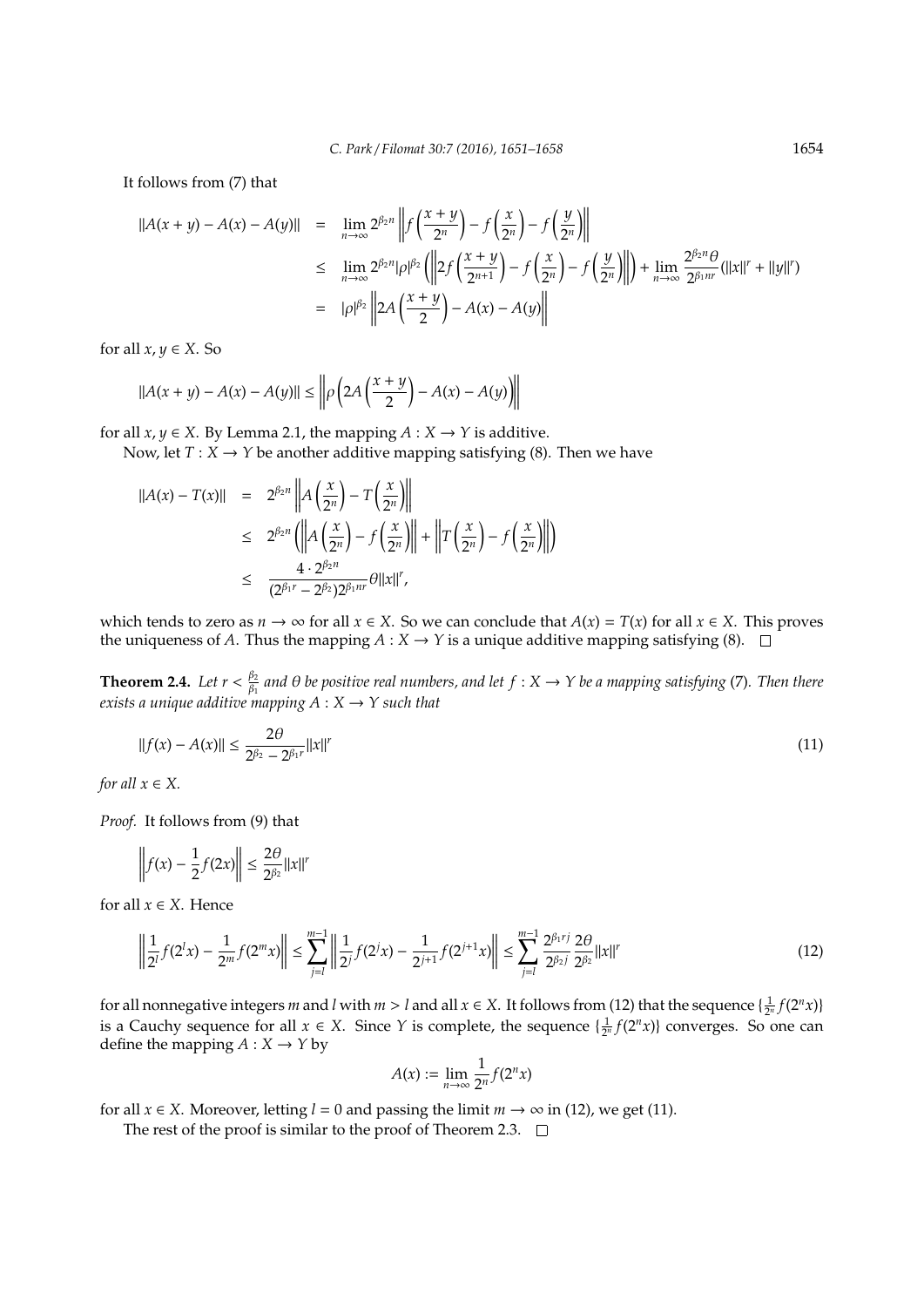It follows from (7) that

$$
\begin{aligned}
\|A(x+y)-A(x)-A(y)\| &= \lim_{n\to\infty} 2^{\beta_2 n}\left\|f\left(\frac{x+y}{2^n}\right)-f\left(\frac{x}{2^n}\right)-f\left(\frac{y}{2^n}\right)\right\| \\
&\le \lim_{n\to\infty} 2^{\beta_2 n}|\rho|^{\beta_2}\left(\left\|2f\left(\frac{x+y}{2^{n+1}}\right)-f\left(\frac{x}{2^n}\right)-f\left(\frac{y}{2^n}\right)\right\|\right)+\lim_{n\to\infty}\frac{2^{\beta_2 n}\theta}{2^{\beta_1 nr}}(\|x\|^r+\|y\|^r) \\
&= |\rho|^{\beta_2}\left\|2A\left(\frac{x+y}{2}\right)-A(x)-A(y)\right\|
\end{aligned}
$$

for all $x, y \in X$. So

$$
\|A(x+y)-A(x)-A(y)\| \le \left\|\rho\left(2A\left(\frac{x+y}{2}\right)-A(x)-A(y)\right)\right\|
$$

for all $x, y \in X$. By Lemma 2.1, the mapping $A : X \to Y$ is additive.

Now, let $T : X \to Y$ be another additive mapping satisfying (8). Then we have

$$
\begin{aligned}
\|A(x)-T(x)\| &= 2^{\beta_2 n}\left\|A\left(\frac{x}{2^n}\right)-T\left(\frac{x}{2^n}\right)\right\| \\
&\le 2^{\beta_2 n}\left(\left\|A\left(\frac{x}{2^n}\right)-f\left(\frac{x}{2^n}\right)\right\|+\left\|T\left(\frac{x}{2^n}\right)-f\left(\frac{x}{2^n}\right)\right\|\right) \\
&\le \frac{4\cdot 2^{\beta_2 n}}{(2^{\beta_1 r}-2^{\beta_2})2^{\beta_1 nr}}\theta\|x\|^r,
\end{aligned}
$$

which tends to zero as $n \to \infty$ for all $x \in X$. So we can conclude that $A(x) = T(x)$ for all $x \in X$. This proves the uniqueness of $A$. Thus the mapping $A : X \to Y$ is a unique additive mapping satisfying (8). □

**Theorem 2.4.** *Let $r < \frac{\beta_2}{\beta_1}$ and $\theta$ be positive real numbers, and let $f : X \to Y$ be a mapping satisfying* (7)*. Then there exists a unique additive mapping $A : X \to Y$ such that*

$$
\|f(x)-A(x)\| \le \frac{2\theta}{2^{\beta_2}-2^{\beta_1 r}}\|x\|^r \tag{11}
$$

*for all $x \in X$.*

*Proof.* It follows from (9) that

$$
\left\|f(x)-\frac{1}{2}f(2x)\right\| \le \frac{2\theta}{2^{\beta_2}}\|x\|^r
$$

for all $x \in X$. Hence

$$
\left\|\frac{1}{2^l}f(2^l x)-\frac{1}{2^m}f(2^m x)\right\| \le \sum_{j=l}^{m-1}\left\|\frac{1}{2^j}f(2^j x)-\frac{1}{2^{j+1}}f(2^{j+1}x)\right\| \le \sum_{j=l}^{m-1}\frac{2^{\beta_1 rj}}{2^{\beta_2 j}}\frac{2\theta}{2^{\beta_2}}\|x\|^r \tag{12}
$$

for all nonnegative integers $m$ and $l$ with $m > l$ and all $x \in X$. It follows from (12) that the sequence $\{\frac{1}{2^n}f(2^n x)\}$ is a Cauchy sequence for all $x \in X$. Since $Y$ is complete, the sequence $\{\frac{1}{2^n}f(2^n x)\}$ converges. So one can define the mapping $A : X \to Y$ by

$$
A(x) := \lim_{n\to\infty}\frac{1}{2^n}f(2^n x)
$$

for all $x \in X$. Moreover, letting $l = 0$ and passing the limit $m \to \infty$ in (12), we get (11).

The rest of the proof is similar to the proof of Theorem 2.3. □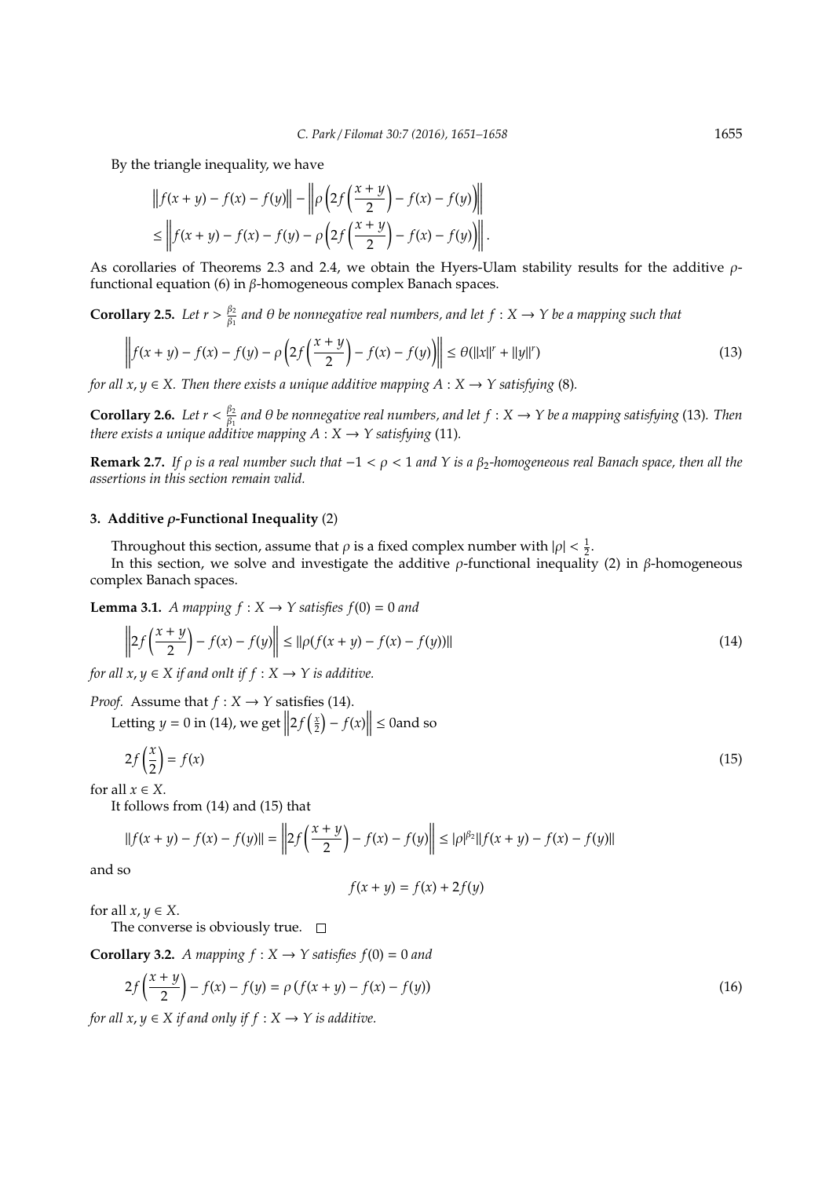By the triangle inequality, we have

$$
\begin{aligned}
&\left\| f(x+y) - f(x) - f(y) \right\| - \left\| \rho\left(2f\left(\frac{x+y}{2}\right) - f(x) - f(y)\right) \right\| \\
&\le \left\| f(x+y) - f(x) - f(y) - \rho\left(2f\left(\frac{x+y}{2}\right) - f(x) - f(y)\right) \right\|.
\end{aligned}
$$

As corollaries of Theorems 2.3 and 2.4, we obtain the Hyers-Ulam stability results for the additive $\rho$-functional equation (6) in $\beta$-homogeneous complex Banach spaces.

**Corollary 2.5.** *Let $r > \frac{\beta_2}{\beta_1}$ and $\theta$ be nonnegative real numbers, and let $f : X \to Y$ be a mapping such that*

$$
\left\| f(x+y) - f(x) - f(y) - \rho\left(2f\left(\frac{x+y}{2}\right) - f(x) - f(y)\right) \right\| \le \theta(\|x\|^r + \|y\|^r) \tag{13}
$$

*for all $x, y \in X$. Then there exists a unique additive mapping $A : X \to Y$ satisfying* (8)*.*

**Corollary 2.6.** *Let $r < \frac{\beta_2}{\beta_1}$ and $\theta$ be nonnegative real numbers, and let $f : X \to Y$ be a mapping satisfying* (13)*. Then there exists a unique additive mapping $A : X \to Y$ satisfying* (11)*.*

**Remark 2.7.** *If $\rho$ is a real number such that $-1 < \rho < 1$ and $Y$ is a $\beta_2$-homogeneous real Banach space, then all the assertions in this section remain valid.*

## 3. Additive $\rho$-Functional Inequality (2)

Throughout this section, assume that $\rho$ is a fixed complex number with $|\rho| < \frac{1}{2}$.

In this section, we solve and investigate the additive $\rho$-functional inequality (2) in $\beta$-homogeneous complex Banach spaces.

**Lemma 3.1.** *A mapping $f : X \to Y$ satisfies $f(0) = 0$ and*

$$
\left\| 2f\left(\frac{x+y}{2}\right) - f(x) - f(y) \right\| \le \|\rho(f(x+y) - f(x) - f(y))\| \tag{14}
$$

*for all $x, y \in X$ if and onlt if $f : X \to Y$ is additive.*

*Proof.* Assume that $f : X \to Y$ satisfies (14).

Letting $y = 0$ in (14), we get $\left\| 2f\left(\frac{x}{2}\right) - f(x) \right\| \le 0$and so

$$
2f\left(\frac{x}{2}\right) = f(x) \tag{15}
$$

for all $x \in X$.

It follows from (14) and (15) that

$$
\|f(x+y) - f(x) - f(y)\| = \left\| 2f\left(\frac{x+y}{2}\right) - f(x) - f(y) \right\| \le |\rho|^{\beta_2} \|f(x+y) - f(x) - f(y)\|
$$

and so

$$
f(x+y) = f(x) + 2f(y)
$$

for all $x, y \in X$.

The converse is obviously true. $\square$

**Corollary 3.2.** *A mapping $f : X \to Y$ satisfies $f(0) = 0$ and*

$$
2f\left(\frac{x+y}{2}\right) - f(x) - f(y) = \rho\left(f(x+y) - f(x) - f(y)\right) \tag{16}
$$

*for all $x, y \in X$ if and only if $f : X \to Y$ is additive.*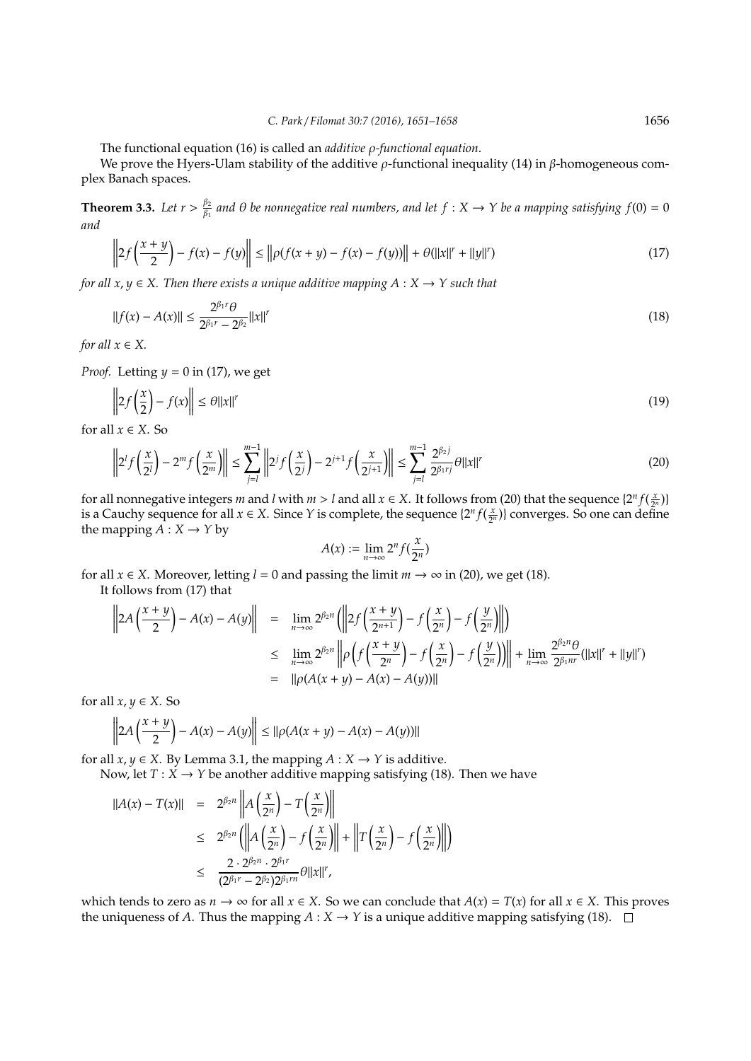The functional equation (16) is called an *additive $\rho$-functional equation*.

We prove the Hyers-Ulam stability of the additive $\rho$-functional inequality (14) in $\beta$-homogeneous complex Banach spaces.

**Theorem 3.3.** *Let $r > \frac{\beta_2}{\beta_1}$ and $\theta$ be nonnegative real numbers, and let $f : X \to Y$ be a mapping satisfying $f(0) = 0$ and*

$$\left\|2f\left(\frac{x+y}{2}\right) - f(x) - f(y)\right\| \le \left\|\rho(f(x+y) - f(x) - f(y))\right\| + \theta(\|x\|^r + \|y\|^r) \tag{17}$$

*for all $x, y \in X$. Then there exists a unique additive mapping $A : X \to Y$ such that*

$$\|f(x) - A(x)\| \le \frac{2^{\beta_1 r}\theta}{2^{\beta_1 r} - 2^{\beta_2}}\|x\|^r \tag{18}$$

*for all $x \in X$.*

*Proof.* Letting $y = 0$ in (17), we get

$$\left\|2f\left(\frac{x}{2}\right) - f(x)\right\| \le \theta\|x\|^r \tag{19}$$

for all $x \in X$. So

$$\left\|2^l f\left(\frac{x}{2^l}\right) - 2^m f\left(\frac{x}{2^m}\right)\right\| \le \sum_{j=l}^{m-1}\left\|2^j f\left(\frac{x}{2^j}\right) - 2^{j+1} f\left(\frac{x}{2^{j+1}}\right)\right\| \le \sum_{j=l}^{m-1}\frac{2^{\beta_2 j}}{2^{\beta_1 r j}}\theta\|x\|^r \tag{20}$$

for all nonnegative integers $m$ and $l$ with $m > l$ and all $x \in X$. It follows from (20) that the sequence $\{2^n f(\frac{x}{2^n})\}$ is a Cauchy sequence for all $x \in X$. Since $Y$ is complete, the sequence $\{2^n f(\frac{x}{2^n})\}$ converges. So one can define the mapping $A : X \to Y$ by

$$A(x) := \lim_{n\to\infty} 2^n f(\frac{x}{2^n})$$

for all $x \in X$. Moreover, letting $l = 0$ and passing the limit $m \to \infty$ in (20), we get (18).

It follows from (17) that

$$\begin{aligned}
\left\|2A\left(\frac{x+y}{2}\right) - A(x) - A(y)\right\| &= \lim_{n\to\infty} 2^{\beta_2 n}\left(\left\|2f\left(\frac{x+y}{2^{n+1}}\right) - f\left(\frac{x}{2^n}\right) - f\left(\frac{y}{2^n}\right)\right\|\right) \\
&\le \lim_{n\to\infty} 2^{\beta_2 n}\left\|\rho\left(f\left(\frac{x+y}{2^n}\right) - f\left(\frac{x}{2^n}\right) - f\left(\frac{y}{2^n}\right)\right)\right\| + \lim_{n\to\infty}\frac{2^{\beta_2 n}\theta}{2^{\beta_1 n r}}(\|x\|^r + \|y\|^r) \\
&= \|\rho(A(x+y) - A(x) - A(y))\|
\end{aligned}$$

for all $x, y \in X$. So

$$\left\|2A\left(\frac{x+y}{2}\right) - A(x) - A(y)\right\| \le \|\rho(A(x+y) - A(x) - A(y))\|$$

for all $x, y \in X$. By Lemma 3.1, the mapping $A : X \to Y$ is additive.

Now, let $T : X \to Y$ be another additive mapping satisfying (18). Then we have

$$\begin{aligned}
\|A(x) - T(x)\| &= 2^{\beta_2 n}\left\|A\left(\frac{x}{2^n}\right) - T\left(\frac{x}{2^n}\right)\right\| \\
&\le 2^{\beta_2 n}\left(\left\|A\left(\frac{x}{2^n}\right) - f\left(\frac{x}{2^n}\right)\right\| + \left\|T\left(\frac{x}{2^n}\right) - f\left(\frac{x}{2^n}\right)\right\|\right) \\
&\le \frac{2 \cdot 2^{\beta_2 n} \cdot 2^{\beta_1 r}}{(2^{\beta_1 r} - 2^{\beta_2})2^{\beta_1 r n}}\theta\|x\|^r,
\end{aligned}$$

which tends to zero as $n \to \infty$ for all $x \in X$. So we can conclude that $A(x) = T(x)$ for all $x \in X$. This proves the uniqueness of $A$. Thus the mapping $A : X \to Y$ is a unique additive mapping satisfying (18). $\square$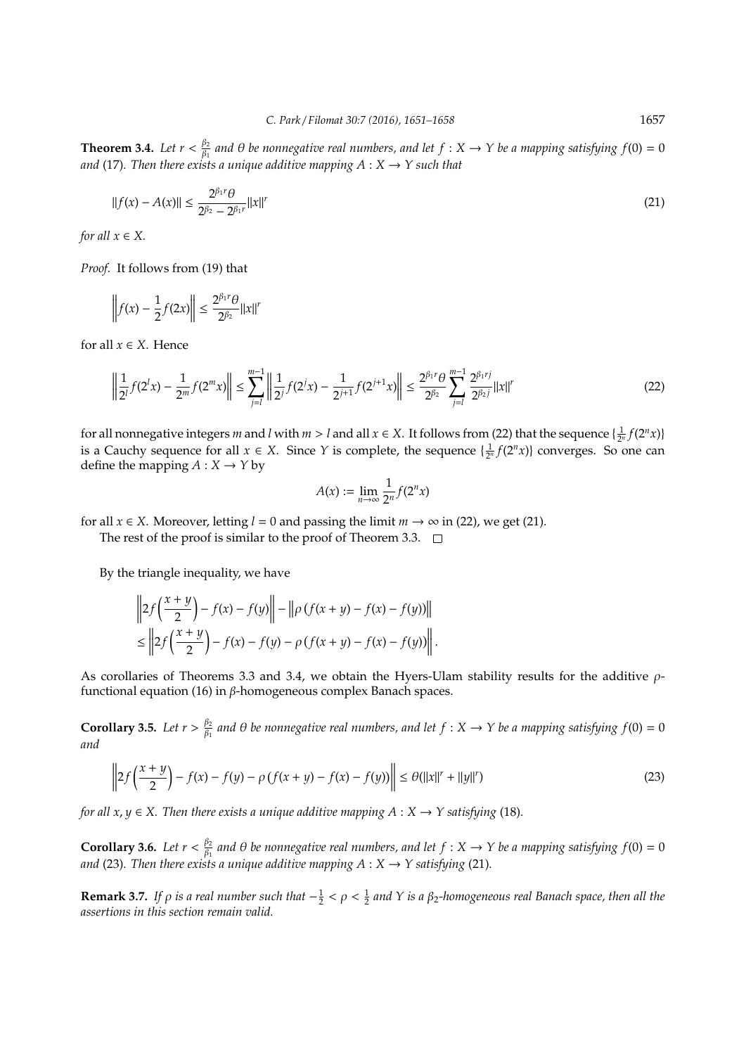**Theorem 3.4.** *Let $r < \frac{\beta_2}{\beta_1}$ and $\theta$ be nonnegative real numbers, and let $f : X \to Y$ be a mapping satisfying $f(0) = 0$ and* (17)*. Then there exists a unique additive mapping $A : X \to Y$ such that*

$$\|f(x) - A(x)\| \leq \frac{2^{\beta_1 r}\theta}{2^{\beta_2} - 2^{\beta_1 r}}\|x\|^r \tag{21}$$

*for all $x \in X$.*

*Proof.* It follows from (19) that

$$\left\| f(x) - \frac{1}{2}f(2x) \right\| \leq \frac{2^{\beta_1 r}\theta}{2^{\beta_2}}\|x\|^r$$

for all $x \in X$. Hence

$$\left\| \frac{1}{2^l}f(2^l x) - \frac{1}{2^m}f(2^m x) \right\| \leq \sum_{j=l}^{m-1} \left\| \frac{1}{2^j}f(2^j x) - \frac{1}{2^{j+1}}f(2^{j+1}x) \right\| \leq \frac{2^{\beta_1 r}\theta}{2^{\beta_2}} \sum_{j=l}^{m-1} \frac{2^{\beta_1 r j}}{2^{\beta_2 j}}\|x\|^r \tag{22}$$

for all nonnegative integers $m$ and $l$ with $m > l$ and all $x \in X$. It follows from (22) that the sequence $\{\frac{1}{2^n}f(2^n x)\}$ is a Cauchy sequence for all $x \in X$. Since $Y$ is complete, the sequence $\{\frac{1}{2^n}f(2^n x)\}$ converges. So one can define the mapping $A : X \to Y$ by

$$A(x) := \lim_{n\to\infty} \frac{1}{2^n}f(2^n x)$$

for all $x \in X$. Moreover, letting $l = 0$ and passing the limit $m \to \infty$ in (22), we get (21).

The rest of the proof is similar to the proof of Theorem 3.3. $\square$

By the triangle inequality, we have

$$\begin{aligned}
&\left\| 2f\left(\frac{x+y}{2}\right) - f(x) - f(y) \right\| - \left\| \rho\left(f(x+y) - f(x) - f(y)\right) \right\| \\
&\leq \left\| 2f\left(\frac{x+y}{2}\right) - f(x) - f(y) - \rho\left(f(x+y) - f(x) - f(y)\right) \right\|.
\end{aligned}$$

As corollaries of Theorems 3.3 and 3.4, we obtain the Hyers-Ulam stability results for the additive $\rho$-functional equation (16) in $\beta$-homogeneous complex Banach spaces.

**Corollary 3.5.** *Let $r > \frac{\beta_2}{\beta_1}$ and $\theta$ be nonnegative real numbers, and let $f : X \to Y$ be a mapping satisfying $f(0) = 0$ and*

$$\left\| 2f\left(\frac{x+y}{2}\right) - f(x) - f(y) - \rho\left(f(x+y) - f(x) - f(y)\right) \right\| \leq \theta(\|x\|^r + \|y\|^r) \tag{23}$$

*for all $x, y \in X$. Then there exists a unique additive mapping $A : X \to Y$ satisfying* (18)*.*

**Corollary 3.6.** *Let $r < \frac{\beta_2}{\beta_1}$ and $\theta$ be nonnegative real numbers, and let $f : X \to Y$ be a mapping satisfying $f(0) = 0$ and* (23)*. Then there exists a unique additive mapping $A : X \to Y$ satisfying* (21)*.*

**Remark 3.7.** *If $\rho$ is a real number such that $-\frac{1}{2} < \rho < \frac{1}{2}$ and $Y$ is a $\beta_2$-homogeneous real Banach space, then all the assertions in this section remain valid.*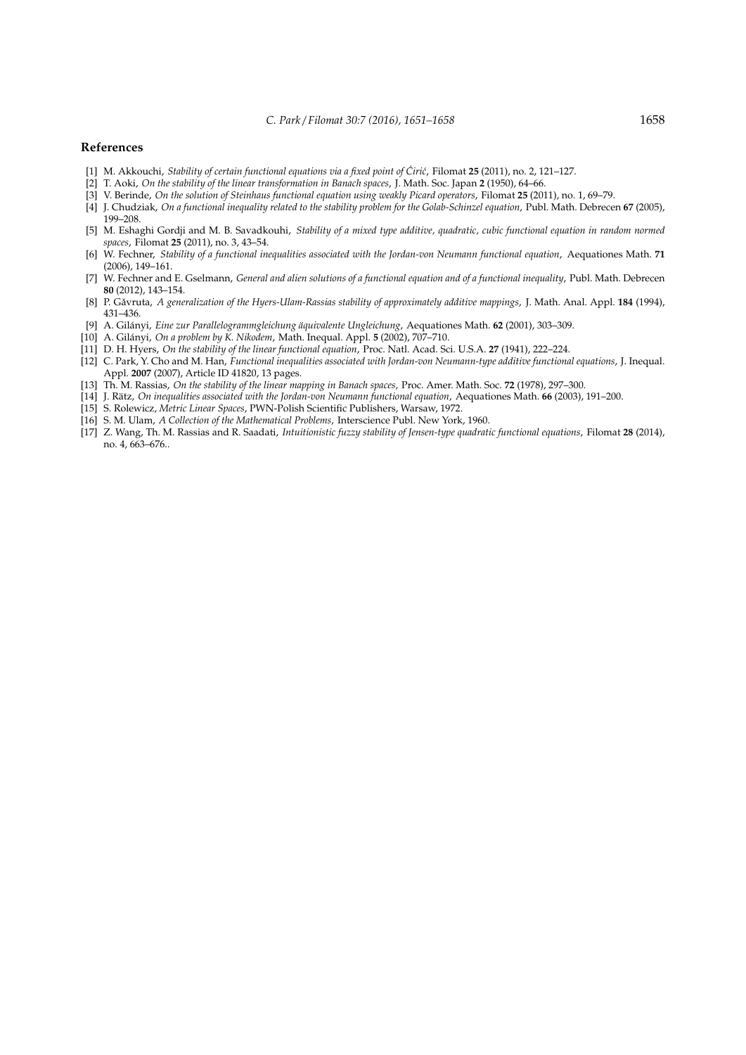## References

[1] M. Akkouchi, *Stability of certain functional equations via a fixed point of Ćirić*, Filomat **25** (2011), no. 2, 121–127.

[2] T. Aoki, *On the stability of the linear transformation in Banach spaces*, J. Math. Soc. Japan **2** (1950), 64–66.

[3] V. Berinde, *On the solution of Steinhaus functional equation using weakly Picard operators*, Filomat **25** (2011), no. 1, 69–79.

[4] J. Chudziak, *On a functional inequality related to the stability problem for the Golab-Schinzel equation*, Publ. Math. Debrecen **67** (2005), 199–208.

[5] M. Eshaghi Gordji and M. B. Savadkouhi, *Stability of a mixed type additive, quadratic, cubic functional equation in random normed spaces*, Filomat **25** (2011), no. 3, 43–54.

[6] W. Fechner, *Stability of a functional inequalities associated with the Jordan-von Neumann functional equation*, Aequationes Math. **71** (2006), 149–161.

[7] W. Fechner and E. Gselmann, *General and alien solutions of a functional equation and of a functional inequality*, Publ. Math. Debrecen **80** (2012), 143–154.

[8] P. Găvruta, *A generalization of the Hyers-Ulam-Rassias stability of approximately additive mappings*, J. Math. Anal. Appl. **184** (1994), 431–436.

[9] A. Gilányi, *Eine zur Parallelogrammgleichung äquivalente Ungleichung*, Aequationes Math. **62** (2001), 303–309.

[10] A. Gilányi, *On a problem by K. Nikodem*, Math. Inequal. Appl. **5** (2002), 707–710.

[11] D. H. Hyers, *On the stability of the linear functional equation*, Proc. Natl. Acad. Sci. U.S.A. **27** (1941), 222–224.

[12] C. Park, Y. Cho and M. Han, *Functional inequalities associated with Jordan-von Neumann-type additive functional equations*, J. Inequal. Appl. **2007** (2007), Article ID 41820, 13 pages.

[13] Th. M. Rassias, *On the stability of the linear mapping in Banach spaces*, Proc. Amer. Math. Soc. **72** (1978), 297–300.

[14] J. Rätz, *On inequalities associated with the Jordan-von Neumann functional equation*, Aequationes Math. **66** (2003), 191–200.

[15] S. Rolewicz, *Metric Linear Spaces*, PWN-Polish Scientific Publishers, Warsaw, 1972.

[16] S. M. Ulam, *A Collection of the Mathematical Problems*, Interscience Publ. New York, 1960.

[17] Z. Wang, Th. M. Rassias and R. Saadati, *Intuitionistic fuzzy stability of Jensen-type quadratic functional equations*, Filomat **28** (2014), no. 4, 663–676..